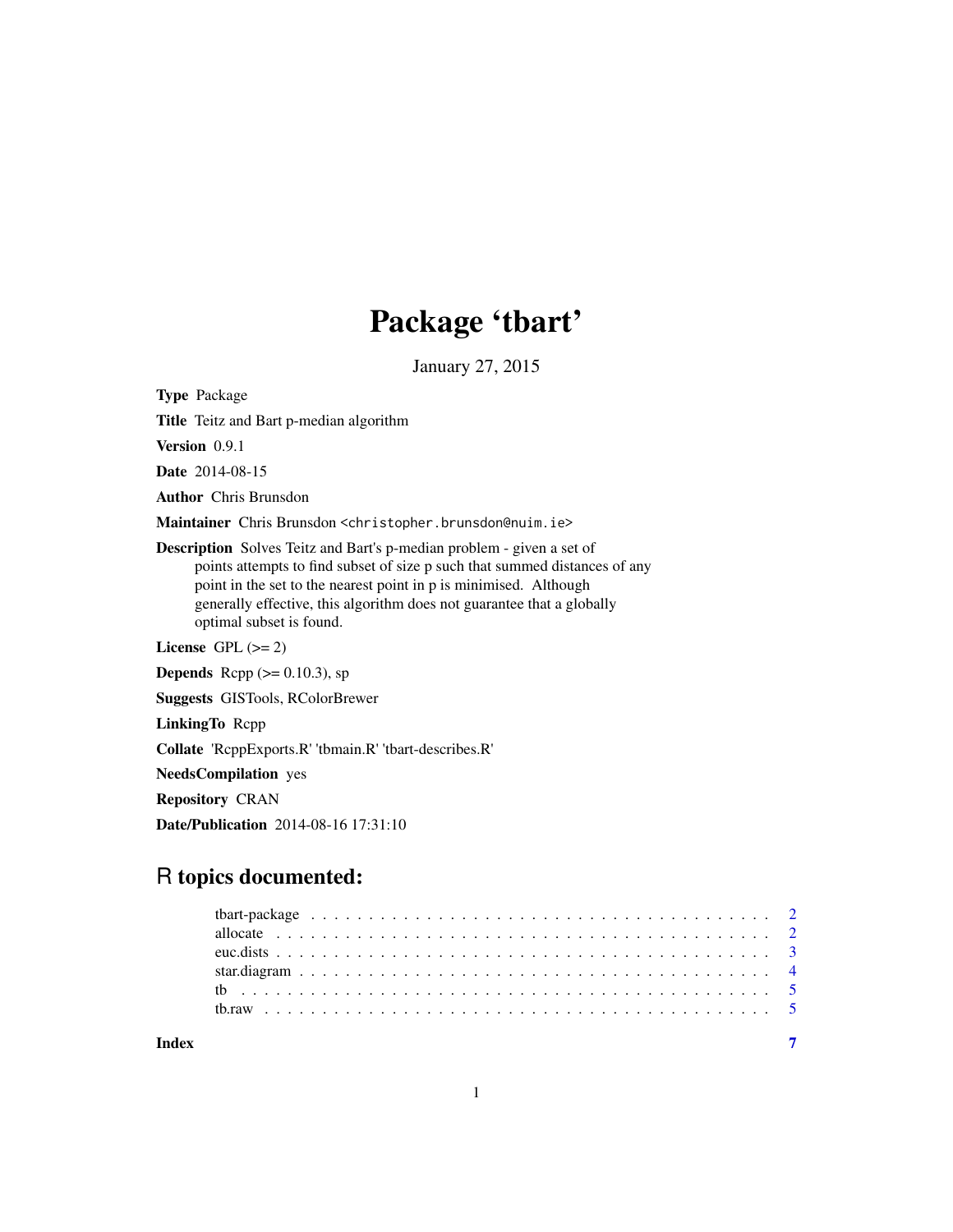# Package 'tbart'

January 27, 2015

**Type** Package

**Title** Teitz and Bart p-median algorithm

**Version** 0.9.1

**Date** 2014-08-15

**Author** Chris Brunsdon

**Maintainer** Chris Brunsdon <christopher.brunsdon@nuim.ie>

**Description** Solves Teitz and Bart's p-median problem - given a set of points attempts to find subset of size p such that summed distances of any point in the set to the nearest point in p is minimised. Although generally effective, this algorithm does not guarantee that a globally optimal subset is found.

**License** GPL (>= 2)

**Depends** Rcpp (>= 0.10.3), sp

**Suggests** GISTools, RColorBrewer

**LinkingTo** Rcpp

**Collate** 'RcppExports.R' 'tbmain.R' 'tbart-describes.R'

**NeedsCompilation** yes

**Repository** CRAN

**Date/Publication** 2014-08-16 17:31:10

## R topics documented:

- tbart-package . . . . . . . . . . 2
- allocate . . . . . . . . . . 2
- euc.dists . . . . . . . . . . 3
- star.diagram . . . . . . . . . . 4
- tb . . . . . . . . . . 5
- tb.raw . . . . . . . . . . 5

**Index** 7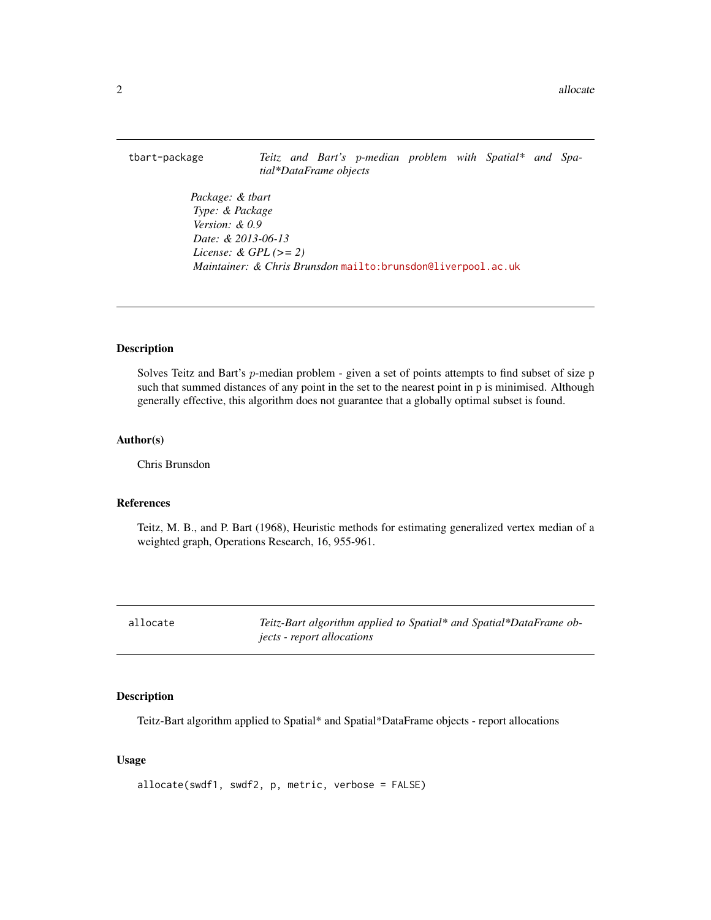## tbart-package

*Teitz and Bart's $p$-median problem with Spatial* and Spatial*DataFrame objects*

*Package: & tbart*
*Type: & Package*
*Version: & 0.9*
*Date: & 2013-06-13*
*License: & GPL (>= 2)*
*Maintainer: & Chris Brunsdon* mailto:brunsdon@liverpool.ac.uk

### Description

Solves Teitz and Bart's $p$-median problem - given a set of points attempts to find subset of size p such that summed distances of any point in the set to the nearest point in p is minimised. Although generally effective, this algorithm does not guarantee that a globally optimal subset is found.

### Author(s)

Chris Brunsdon

### References

Teitz, M. B., and P. Bart (1968), Heuristic methods for estimating generalized vertex median of a weighted graph, Operations Research, 16, 955-961.

## allocate

*Teitz-Bart algorithm applied to Spatial* and Spatial*DataFrame objects - report allocations*

### Description

Teitz-Bart algorithm applied to Spatial* and Spatial*DataFrame objects - report allocations

### Usage

```
allocate(swdf1, swdf2, p, metric, verbose = FALSE)
```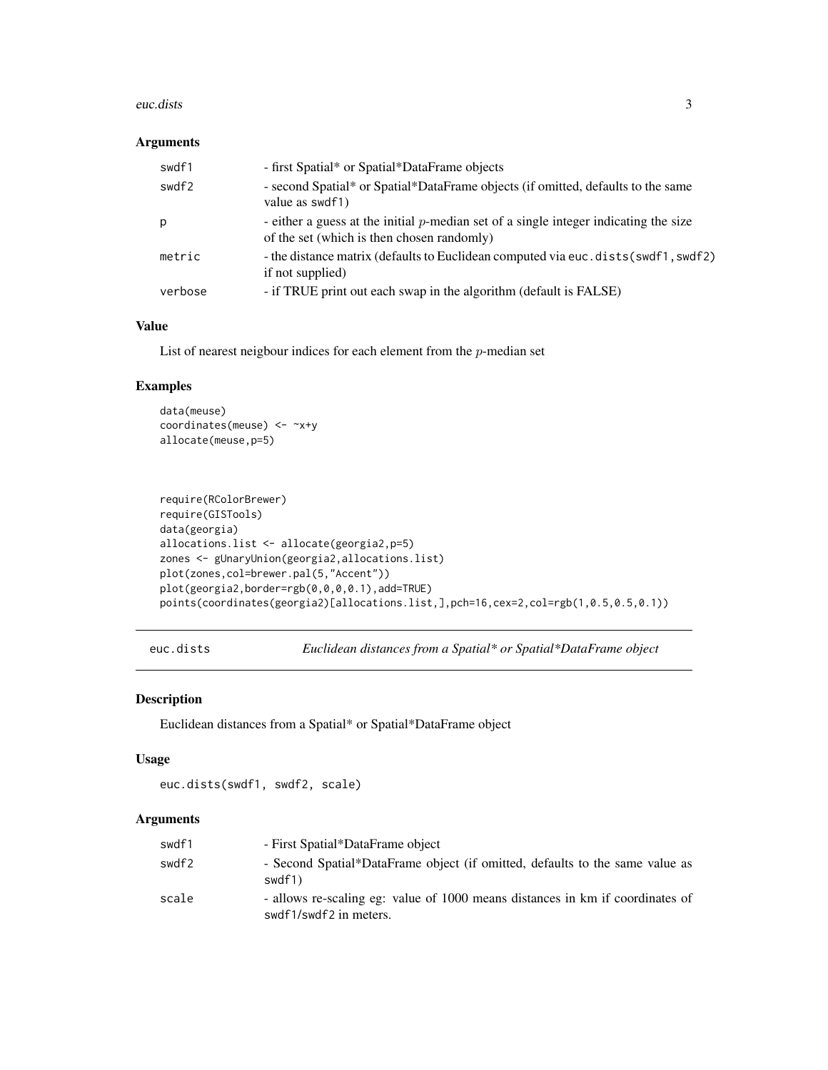### Arguments

| | |
|---|---|
| swdf1 | - first Spatial* or Spatial*DataFrame objects |
| swdf2 | - second Spatial* or Spatial*DataFrame objects (if omitted, defaults to the same value as swdf1) |
| p | - either a guess at the initial $p$-median set of a single integer indicating the size of the set (which is then chosen randomly) |
| metric | - the distance matrix (defaults to Euclidean computed via euc.dists(swdf1,swdf2) if not supplied) |
| verbose | - if TRUE print out each swap in the algorithm (default is FALSE) |

### Value

List of nearest neigbour indices for each element from the $p$-median set

### Examples

```
data(meuse)
coordinates(meuse) <- ~x+y
allocate(meuse,p=5)



require(RColorBrewer)
require(GISTools)
data(georgia)
allocations.list <- allocate(georgia2,p=5)
zones <- gUnaryUnion(georgia2,allocations.list)
plot(zones,col=brewer.pal(5,"Accent"))
plot(georgia2,border=rgb(0,0,0,0.1),add=TRUE)
points(coordinates(georgia2)[allocations.list,],pch=16,cex=2,col=rgb(1,0.5,0.5,0.1))
```

## euc.dists — *Euclidean distances from a Spatial* or Spatial*DataFrame object*

### Description

Euclidean distances from a Spatial* or Spatial*DataFrame object

### Usage

```
euc.dists(swdf1, swdf2, scale)
```

### Arguments

| | |
|---|---|
| swdf1 | - First Spatial*DataFrame object |
| swdf2 | - Second Spatial*DataFrame object (if omitted, defaults to the same value as swdf1) |
| scale | - allows re-scaling eg: value of 1000 means distances in km if coordinates of swdf1/swdf2 in meters. |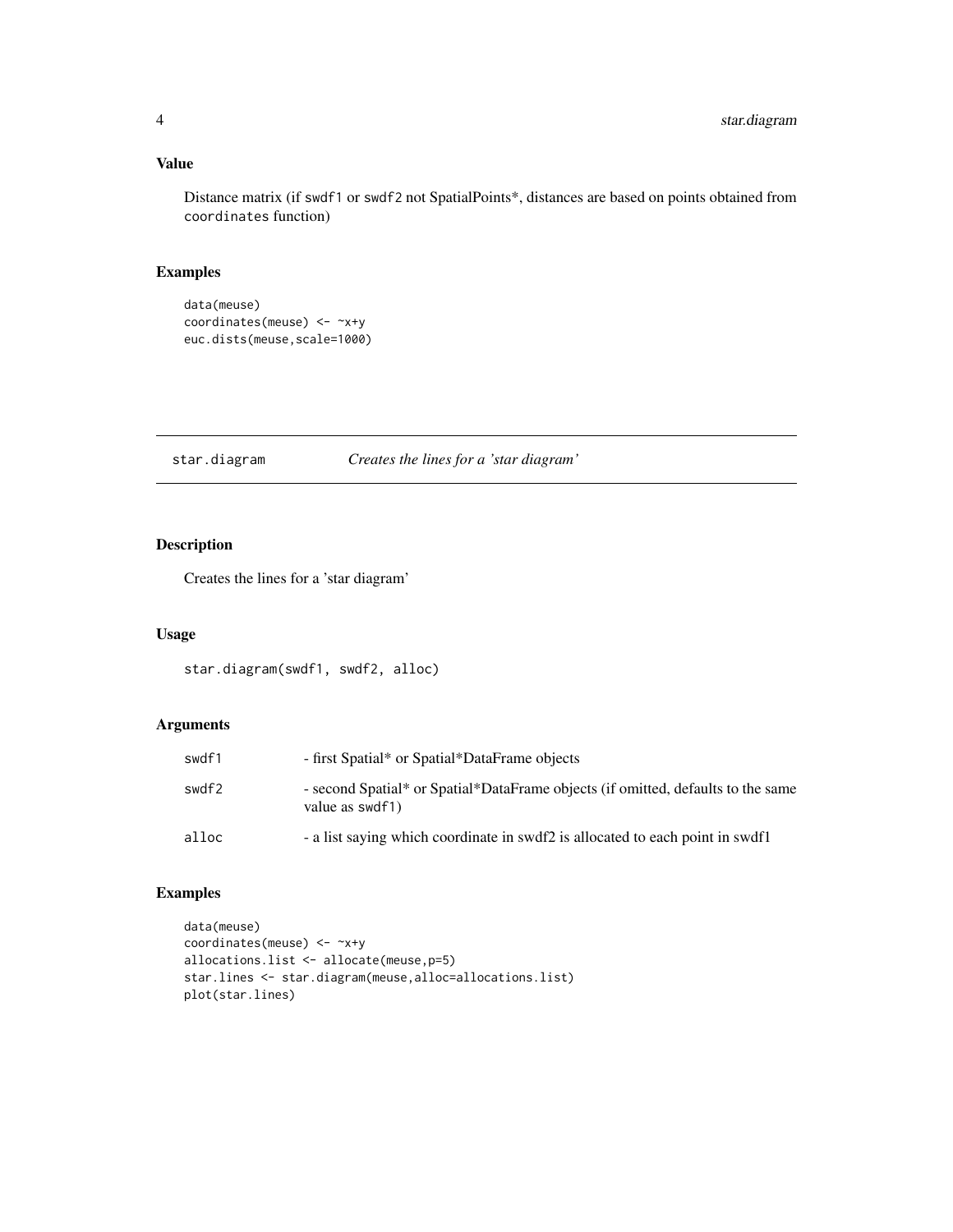## Value

Distance matrix (if swdf1 or swdf2 not SpatialPoints*, distances are based on points obtained from coordinates function)

## Examples

```
data(meuse)
coordinates(meuse) <- ~x+y
euc.dists(meuse,scale=1000)
```

---

# star.diagram *Creates the lines for a 'star diagram'*

---

## Description

Creates the lines for a 'star diagram'

## Usage

```
star.diagram(swdf1, swdf2, alloc)
```

## Arguments

| | |
|---|---|
| swdf1 | - first Spatial* or Spatial*DataFrame objects |
| swdf2 | - second Spatial* or Spatial*DataFrame objects (if omitted, defaults to the same value as swdf1) |
| alloc | - a list saying which coordinate in swdf2 is allocated to each point in swdf1 |

## Examples

```
data(meuse)
coordinates(meuse) <- ~x+y
allocations.list <- allocate(meuse,p=5)
star.lines <- star.diagram(meuse,alloc=allocations.list)
plot(star.lines)
```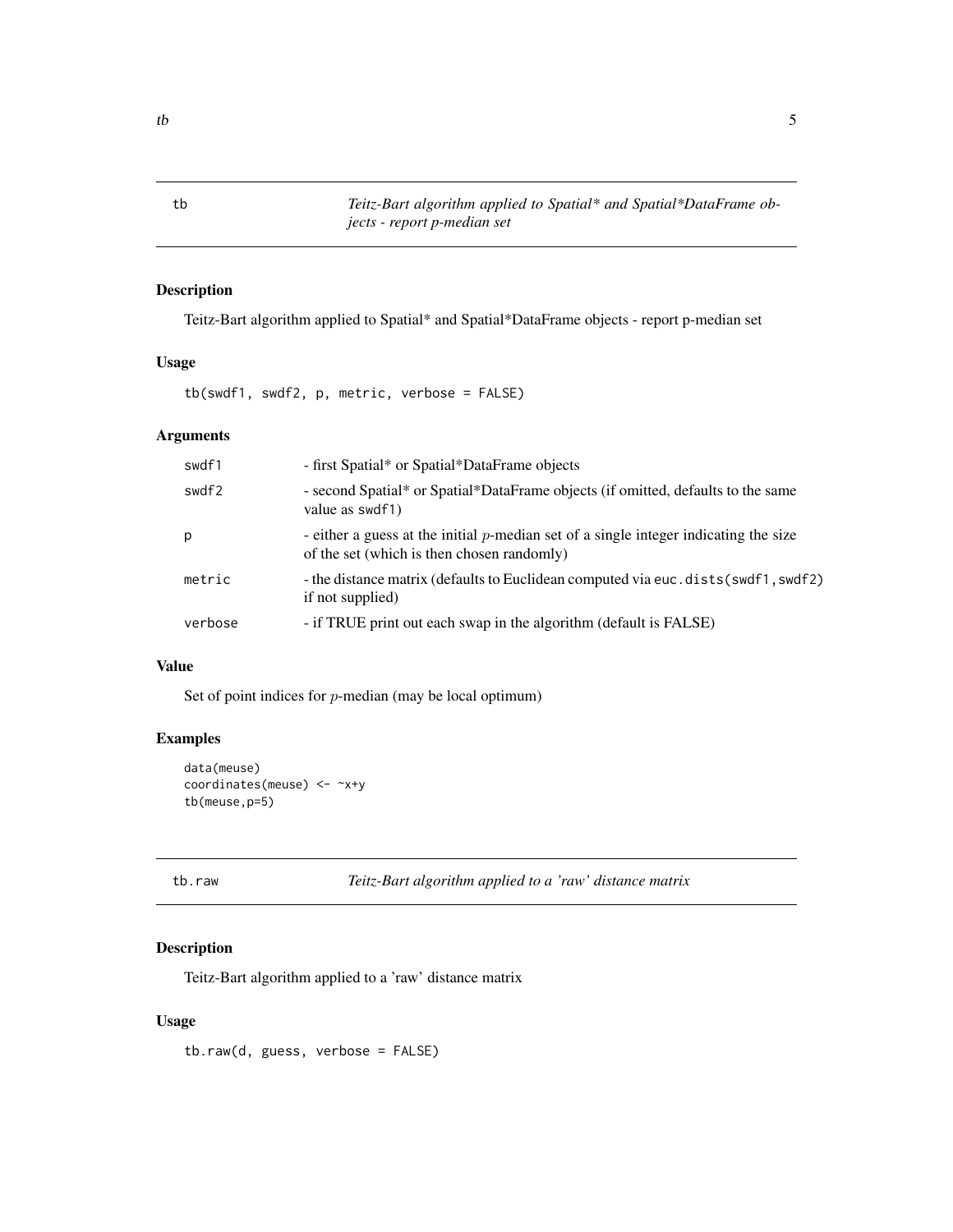## tb — *Teitz-Bart algorithm applied to Spatial* and Spatial*DataFrame objects - report p-median set*

### Description

Teitz-Bart algorithm applied to Spatial* and Spatial*DataFrame objects - report p-median set

### Usage

```
tb(swdf1, swdf2, p, metric, verbose = FALSE)
```

### Arguments

| | |
|---|---|
| swdf1 | - first Spatial* or Spatial*DataFrame objects |
| swdf2 | - second Spatial* or Spatial*DataFrame objects (if omitted, defaults to the same value as `swdf1`) |
| p | - either a guess at the initial $p$-median set of a single integer indicating the size of the set (which is then chosen randomly) |
| metric | - the distance matrix (defaults to Euclidean computed via `euc.dists(swdf1,swdf2)` if not supplied) |
| verbose | - if TRUE print out each swap in the algorithm (default is FALSE) |

### Value

Set of point indices for $p$-median (may be local optimum)

### Examples

```
data(meuse)
coordinates(meuse) <- ~x+y
tb(meuse,p=5)
```

## tb.raw — *Teitz-Bart algorithm applied to a 'raw' distance matrix*

### Description

Teitz-Bart algorithm applied to a 'raw' distance matrix

### Usage

```
tb.raw(d, guess, verbose = FALSE)
```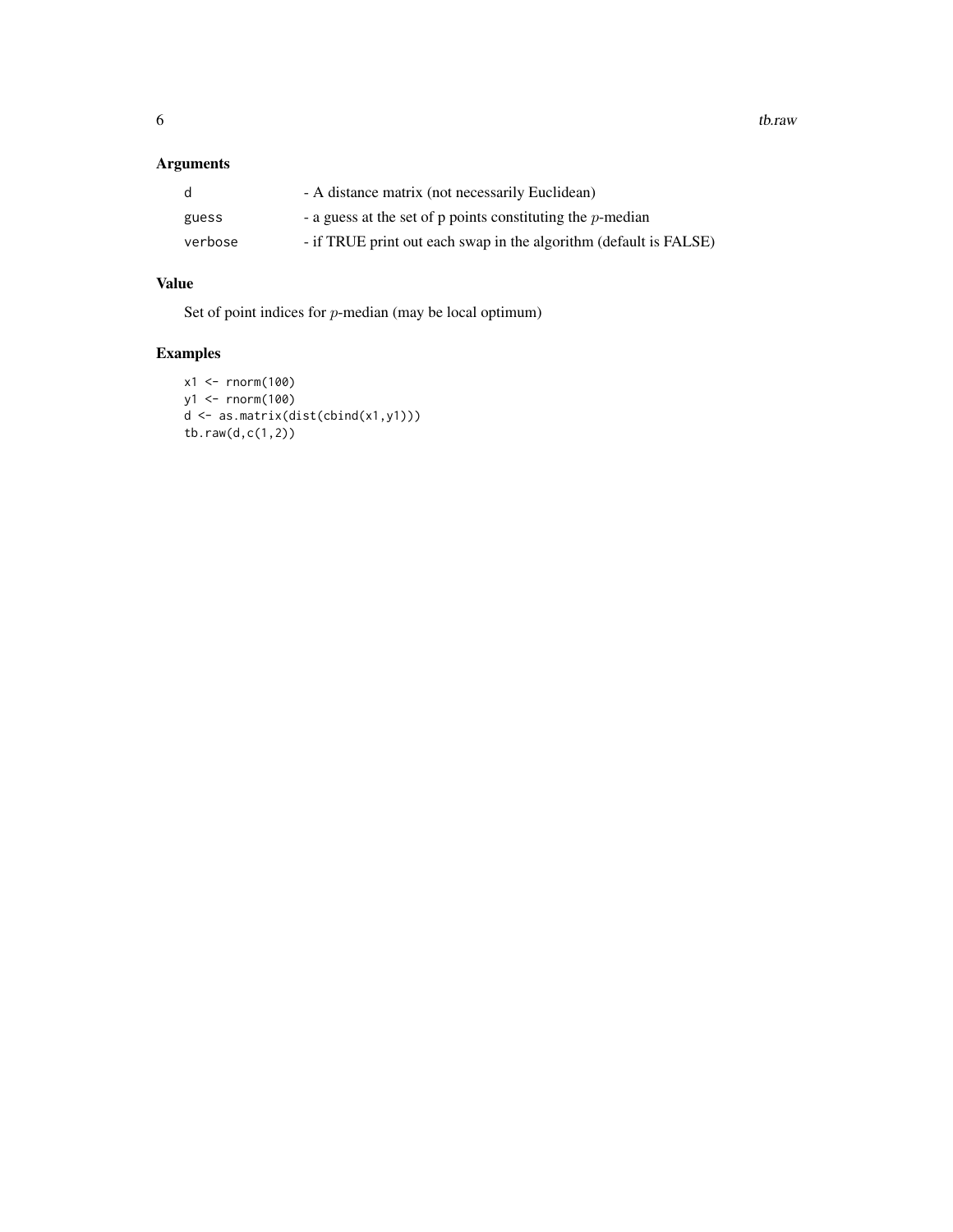## Arguments

| | |
|---|---|
| d | - A distance matrix (not necessarily Euclidean) |
| guess | - a guess at the set of p points constituting the $p$-median |
| verbose | - if TRUE print out each swap in the algorithm (default is FALSE) |

## Value

Set of point indices for $p$-median (may be local optimum)

## Examples

```
x1 <- rnorm(100)
y1 <- rnorm(100)
d <- as.matrix(dist(cbind(x1,y1)))
tb.raw(d,c(1,2))
```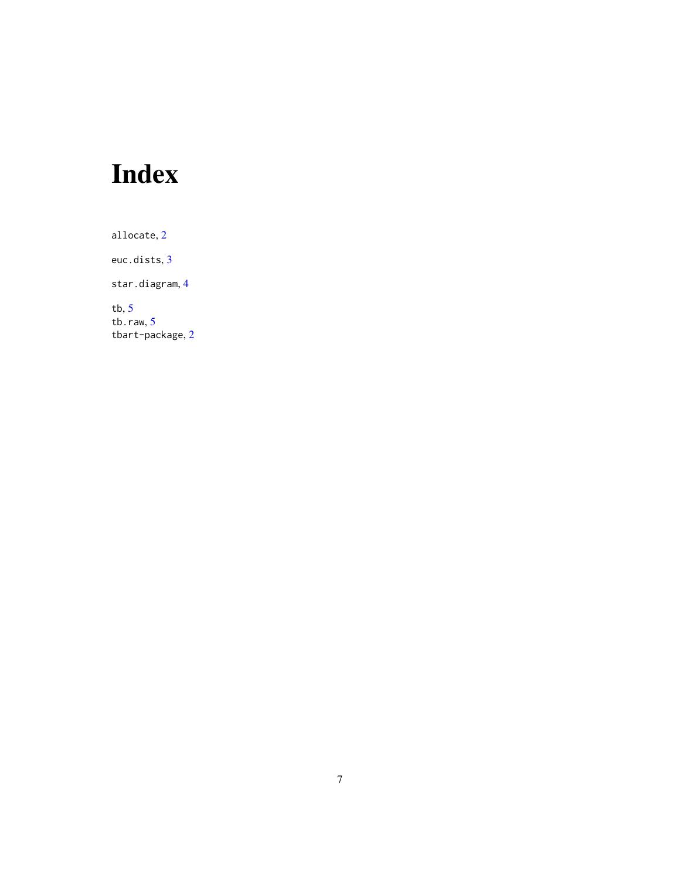# Index

allocate, 2

euc.dists, 3

star.diagram, 4

tb, 5
tb.raw, 5
tbart-package, 2